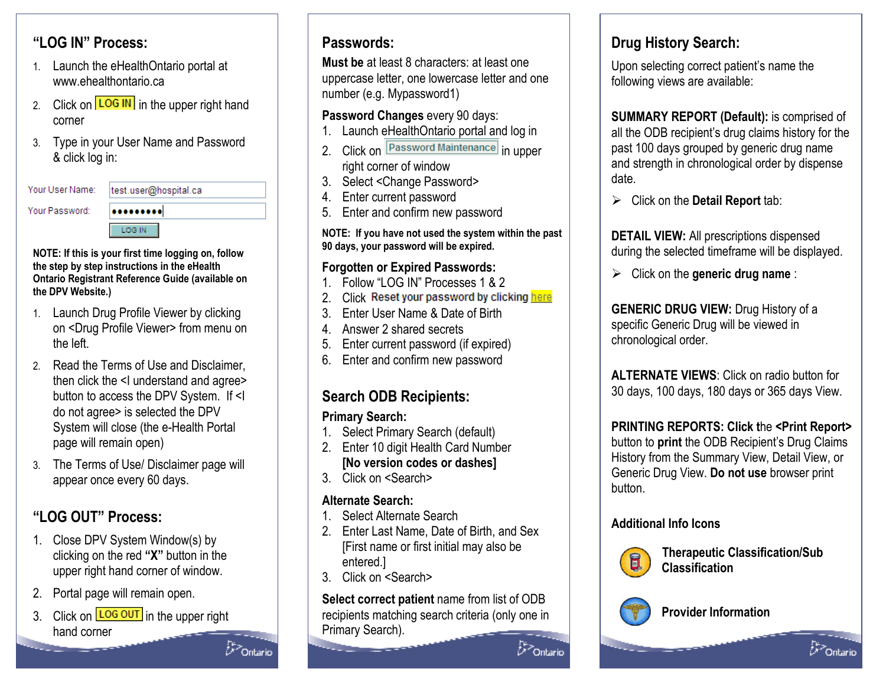## "LOG IN" Process:

1. Launch the eHealthOntario portal at www.ehealthontario.ca
2. Click on LOG IN in the upper right hand corner
3. Type in your User Name and Password & click log in:

Your User Name: test.user@hospital.ca

Your Password: ●●●●●●●●●

LOG IN

**NOTE: If this is your first time logging on, follow the step by step instructions in the eHealth Ontario Registrant Reference Guide (available on the DPV Website.)**

1. Launch Drug Profile Viewer by clicking on <Drug Profile Viewer> from menu on the left.
2. Read the Terms of Use and Disclaimer, then click the <I understand and agree> button to access the DPV System. If <I do not agree> is selected the DPV System will close (the e-Health Portal page will remain open)
3. The Terms of Use/ Disclaimer page will appear once every 60 days.

## "LOG OUT" Process:

1. Close DPV System Window(s) by clicking on the red **"X"** button in the upper right hand corner of window.
2. Portal page will remain open.
3. Click on LOG OUT in the upper right hand corner

## Passwords:

**Must be** at least 8 characters: at least one uppercase letter, one lowercase letter and one number (e.g. Mypassword1)

**Password Changes** every 90 days:

1. Launch eHealthOntario portal and log in
2. Click on Password Maintenance in upper right corner of window
3. Select <Change Password>
4. Enter current password
5. Enter and confirm new password

**NOTE: If you have not used the system within the past 90 days, your password will be expired.**

**Forgotten or Expired Passwords:**

1. Follow "LOG IN" Processes 1 & 2
2. Click Reset your password by clicking here
3. Enter User Name & Date of Birth
4. Answer 2 shared secrets
5. Enter current password (if expired)
6. Enter and confirm new password

## Search ODB Recipients:

**Primary Search:**

1. Select Primary Search (default)
2. Enter 10 digit Health Card Number **[No version codes or dashes]**
3. Click on <Search>

**Alternate Search:**

1. Select Alternate Search
2. Enter Last Name, Date of Birth, and Sex [First name or first initial may also be entered.]
3. Click on <Search>

**Select correct patient** name from list of ODB recipients matching search criteria (only one in Primary Search).

## Drug History Search:

Upon selecting correct patient's name the following views are available:

**SUMMARY REPORT (Default):** is comprised of all the ODB recipient's drug claims history for the past 100 days grouped by generic drug name and strength in chronological order by dispense date.

- Click on the **Detail Report** tab:

**DETAIL VIEW:** All prescriptions dispensed during the selected timeframe will be displayed.

- Click on the **generic drug name** :

**GENERIC DRUG VIEW:** Drug History of a specific Generic Drug will be viewed in chronological order.

**ALTERNATE VIEWS**: Click on radio button for 30 days, 100 days, 180 days or 365 days View.

**PRINTING REPORTS: Click** the **<Print Report>** button to **print** the ODB Recipient's Drug Claims History from the Summary View, Detail View, or Generic Drug View. **Do not use** browser print button.

**Additional Info Icons**

**Therapeutic Classification/Sub Classification**

**Provider Information**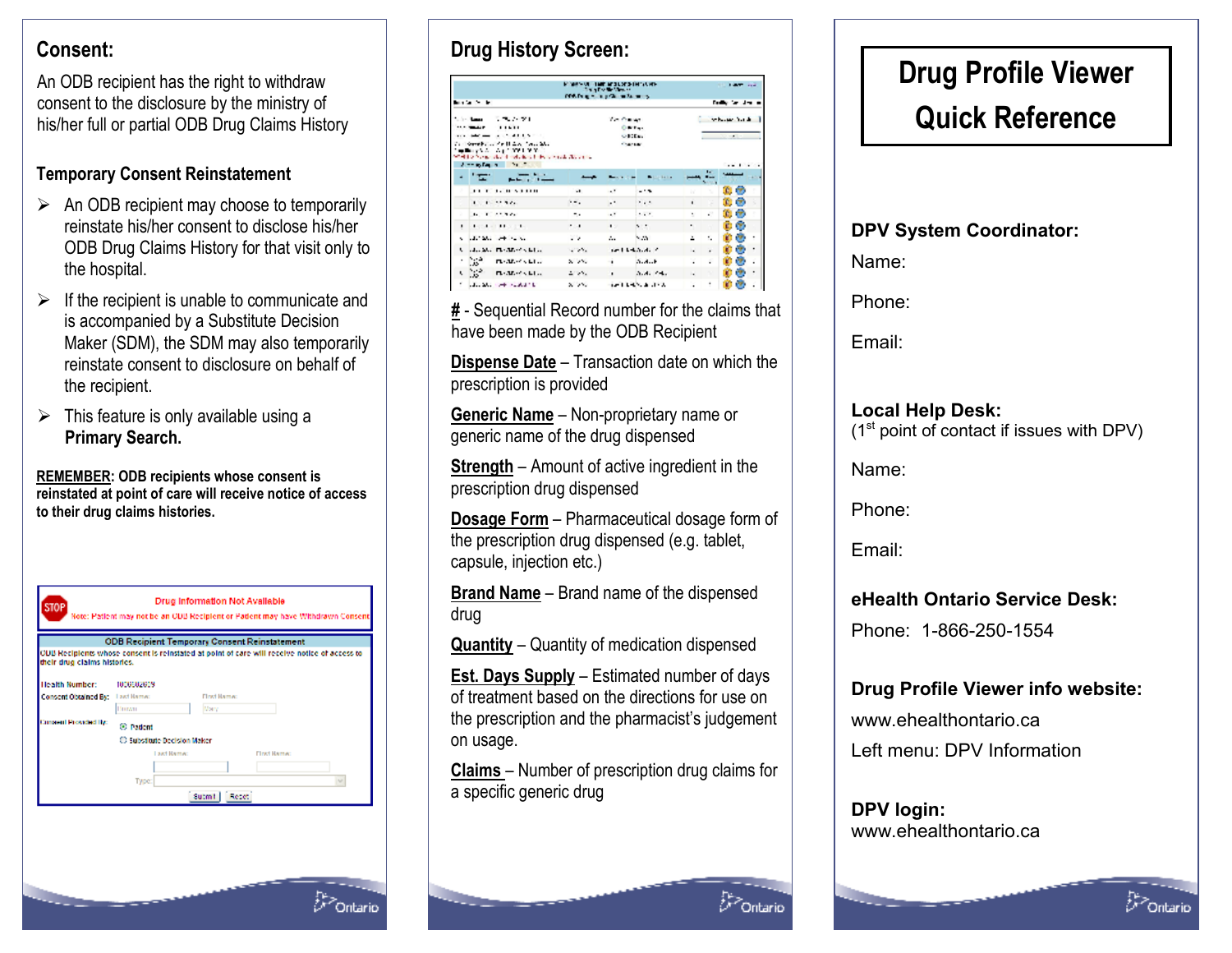## Consent:

An ODB recipient has the right to withdraw consent to the disclosure by the ministry of his/her full or partial ODB Drug Claims History

### Temporary Consent Reinstatement

- An ODB recipient may choose to temporarily reinstate his/her consent to disclose his/her ODB Drug Claims History for that visit only to the hospital.
- If the recipient is unable to communicate and is accompanied by a Substitute Decision Maker (SDM), the SDM may also temporarily reinstate consent to disclosure on behalf of the recipient.
- This feature is only available using a **Primary Search.**

**REMEMBER: ODB recipients whose consent is reinstated at point of care will receive notice of access to their drug claims histories.**

## Drug History Screen:

**#** - Sequential Record number for the claims that have been made by the ODB Recipient

**Dispense Date** – Transaction date on which the prescription is provided

**Generic Name** – Non-proprietary name or generic name of the drug dispensed

**Strength** – Amount of active ingredient in the prescription drug dispensed

**Dosage Form** – Pharmaceutical dosage form of the prescription drug dispensed (e.g. tablet, capsule, injection etc.)

**Brand Name** – Brand name of the dispensed drug

**Quantity** – Quantity of medication dispensed

**Est. Days Supply** – Estimated number of days of treatment based on the directions for use on the prescription and the pharmacist's judgement on usage.

**Claims** – Number of prescription drug claims for a specific generic drug

# Drug Profile Viewer Quick Reference

**DPV System Coordinator:**

Name:

Phone:

Email:

**Local Help Desk:**
(1st point of contact if issues with DPV)

Name:

Phone:

Email:

**eHealth Ontario Service Desk:**

Phone: 1-866-250-1554

**Drug Profile Viewer info website:**

www.ehealthontario.ca

Left menu: DPV Information

**DPV login:**
www.ehealthontario.ca